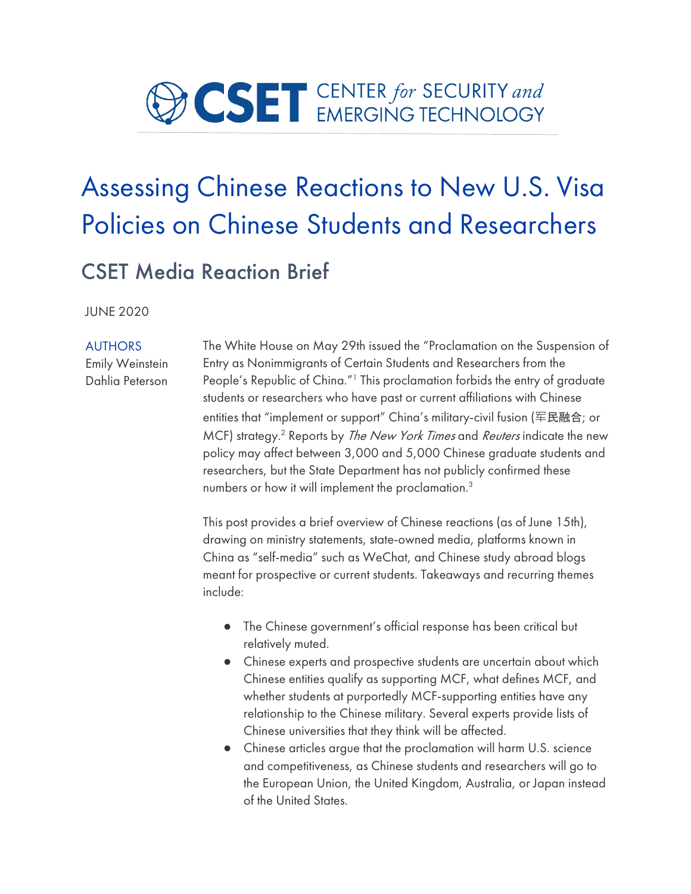CSET CENTER *for* SECURITY *and* EMERGING TECHNOLOGY

# Assessing Chinese Reactions to New U.S. Visa Policies on Chinese Students and Researchers

## CSET Media Reaction Brief

JUNE 2020

AUTHORS
Emily Weinstein
Dahlia Peterson

The White House on May 29th issued the "Proclamation on the Suspension of Entry as Nonimmigrants of Certain Students and Researchers from the People's Republic of China."[1] This proclamation forbids the entry of graduate students or researchers who have past or current affiliations with Chinese entities that "implement or support" China's military-civil fusion (军民融合; or MCF) strategy.[2] Reports by *The New York Times* and *Reuters* indicate the new policy may affect between 3,000 and 5,000 Chinese graduate students and researchers, but the State Department has not publicly confirmed these numbers or how it will implement the proclamation.[3]

This post provides a brief overview of Chinese reactions (as of June 15th), drawing on ministry statements, state-owned media, platforms known in China as "self-media" such as WeChat, and Chinese study abroad blogs meant for prospective or current students. Takeaways and recurring themes include:

- The Chinese government's official response has been critical but relatively muted.
- Chinese experts and prospective students are uncertain about which Chinese entities qualify as supporting MCF, what defines MCF, and whether students at purportedly MCF-supporting entities have any relationship to the Chinese military. Several experts provide lists of Chinese universities that they think will be affected.
- Chinese articles argue that the proclamation will harm U.S. science and competitiveness, as Chinese students and researchers will go to the European Union, the United Kingdom, Australia, or Japan instead of the United States.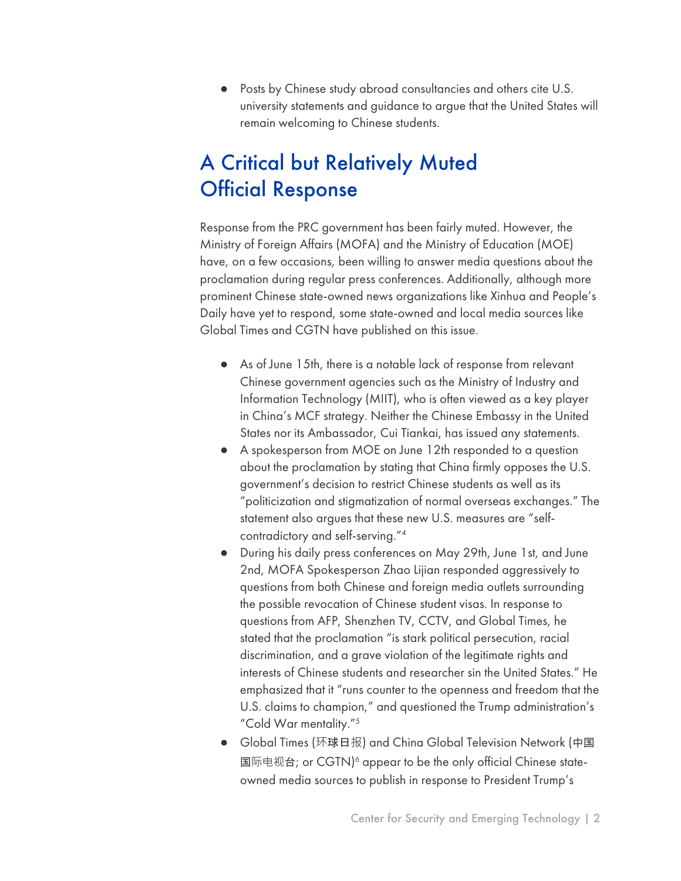- Posts by Chinese study abroad consultancies and others cite U.S. university statements and guidance to argue that the United States will remain welcoming to Chinese students.

## A Critical but Relatively Muted Official Response

Response from the PRC government has been fairly muted. However, the Ministry of Foreign Affairs (MOFA) and the Ministry of Education (MOE) have, on a few occasions, been willing to answer media questions about the proclamation during regular press conferences. Additionally, although more prominent Chinese state-owned news organizations like Xinhua and People's Daily have yet to respond, some state-owned and local media sources like Global Times and CGTN have published on this issue.

- As of June 15th, there is a notable lack of response from relevant Chinese government agencies such as the Ministry of Industry and Information Technology (MIIT), who is often viewed as a key player in China's MCF strategy. Neither the Chinese Embassy in the United States nor its Ambassador, Cui Tiankai, has issued any statements.
- A spokesperson from MOE on June 12th responded to a question about the proclamation by stating that China firmly opposes the U.S. government's decision to restrict Chinese students as well as its "politicization and stigmatization of normal overseas exchanges." The statement also argues that these new U.S. measures are "self-contradictory and self-serving."[4]
- During his daily press conferences on May 29th, June 1st, and June 2nd, MOFA Spokesperson Zhao Lijian responded aggressively to questions from both Chinese and foreign media outlets surrounding the possible revocation of Chinese student visas. In response to questions from AFP, Shenzhen TV, CCTV, and Global Times, he stated that the proclamation "is stark political persecution, racial discrimination, and a grave violation of the legitimate rights and interests of Chinese students and researcher sin the United States." He emphasized that it "runs counter to the openness and freedom that the U.S. claims to champion," and questioned the Trump administration's "Cold War mentality."[5]
- Global Times (环球日报) and China Global Television Network (中国国际电视台; or CGTN)[6] appear to be the only official Chinese state-owned media sources to publish in response to President Trump's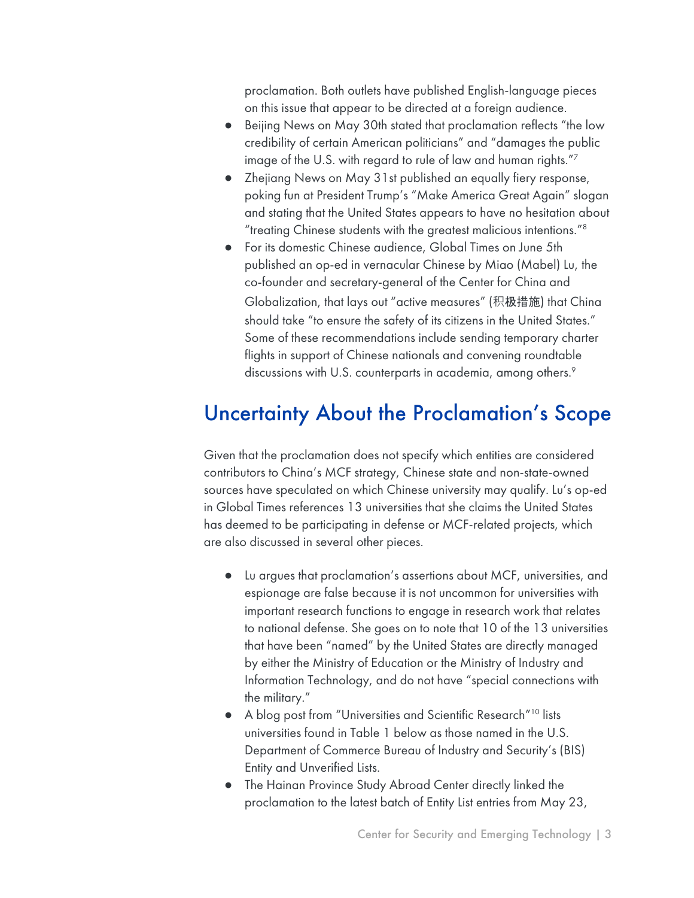proclamation. Both outlets have published English-language pieces on this issue that appear to be directed at a foreign audience.

- Beijing News on May 30th stated that proclamation reflects "the low credibility of certain American politicians" and "damages the public image of the U.S. with regard to rule of law and human rights."[7]
- Zhejiang News on May 31st published an equally fiery response, poking fun at President Trump's "Make America Great Again" slogan and stating that the United States appears to have no hesitation about "treating Chinese students with the greatest malicious intentions."[8]
- For its domestic Chinese audience, Global Times on June 5th published an op-ed in vernacular Chinese by Miao (Mabel) Lu, the co-founder and secretary-general of the Center for China and Globalization, that lays out "active measures" (积极措施) that China should take "to ensure the safety of its citizens in the United States." Some of these recommendations include sending temporary charter flights in support of Chinese nationals and convening roundtable discussions with U.S. counterparts in academia, among others.[9]

## Uncertainty About the Proclamation's Scope

Given that the proclamation does not specify which entities are considered contributors to China's MCF strategy, Chinese state and non-state-owned sources have speculated on which Chinese university may qualify. Lu's op-ed in Global Times references 13 universities that she claims the United States has deemed to be participating in defense or MCF-related projects, which are also discussed in several other pieces.

- Lu argues that proclamation's assertions about MCF, universities, and espionage are false because it is not uncommon for universities with important research functions to engage in research work that relates to national defense. She goes on to note that 10 of the 13 universities that have been "named" by the United States are directly managed by either the Ministry of Education or the Ministry of Industry and Information Technology, and do not have "special connections with the military."
- A blog post from "Universities and Scientific Research"[10] lists universities found in Table 1 below as those named in the U.S. Department of Commerce Bureau of Industry and Security's (BIS) Entity and Unverified Lists.
- The Hainan Province Study Abroad Center directly linked the proclamation to the latest batch of Entity List entries from May 23,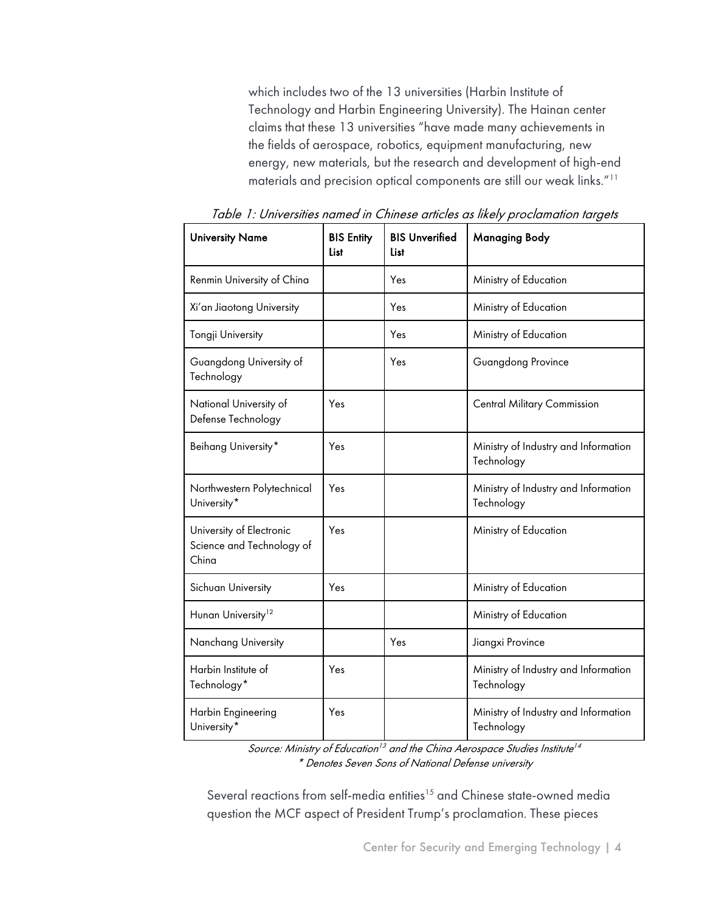which includes two of the 13 universities (Harbin Institute of Technology and Harbin Engineering University). The Hainan center claims that these 13 universities "have made many achievements in the fields of aerospace, robotics, equipment manufacturing, new energy, new materials, but the research and development of high-end materials and precision optical components are still our weak links."[11]

*Table 1: Universities named in Chinese articles as likely proclamation targets*

| University Name | BIS Entity List | BIS Unverified List | Managing Body |
|---|---|---|---|
| Renmin University of China | | Yes | Ministry of Education |
| Xi'an Jiaotong University | | Yes | Ministry of Education |
| Tongji University | | Yes | Ministry of Education |
| Guangdong University of Technology | | Yes | Guangdong Province |
| National University of Defense Technology | Yes | | Central Military Commission |
| Beihang University* | Yes | | Ministry of Industry and Information Technology |
| Northwestern Polytechnical University* | Yes | | Ministry of Industry and Information Technology |
| University of Electronic Science and Technology of China | Yes | | Ministry of Education |
| Sichuan University | Yes | | Ministry of Education |
| Hunan University[12] | | | Ministry of Education |
| Nanchang University | | Yes | Jiangxi Province |
| Harbin Institute of Technology* | Yes | | Ministry of Industry and Information Technology |
| Harbin Engineering University* | Yes | | Ministry of Industry and Information Technology |

*Source: Ministry of Education[13] and the China Aerospace Studies Institute[14]*
*\* Denotes Seven Sons of National Defense university*

Several reactions from self-media entities[15] and Chinese state-owned media question the MCF aspect of President Trump's proclamation. These pieces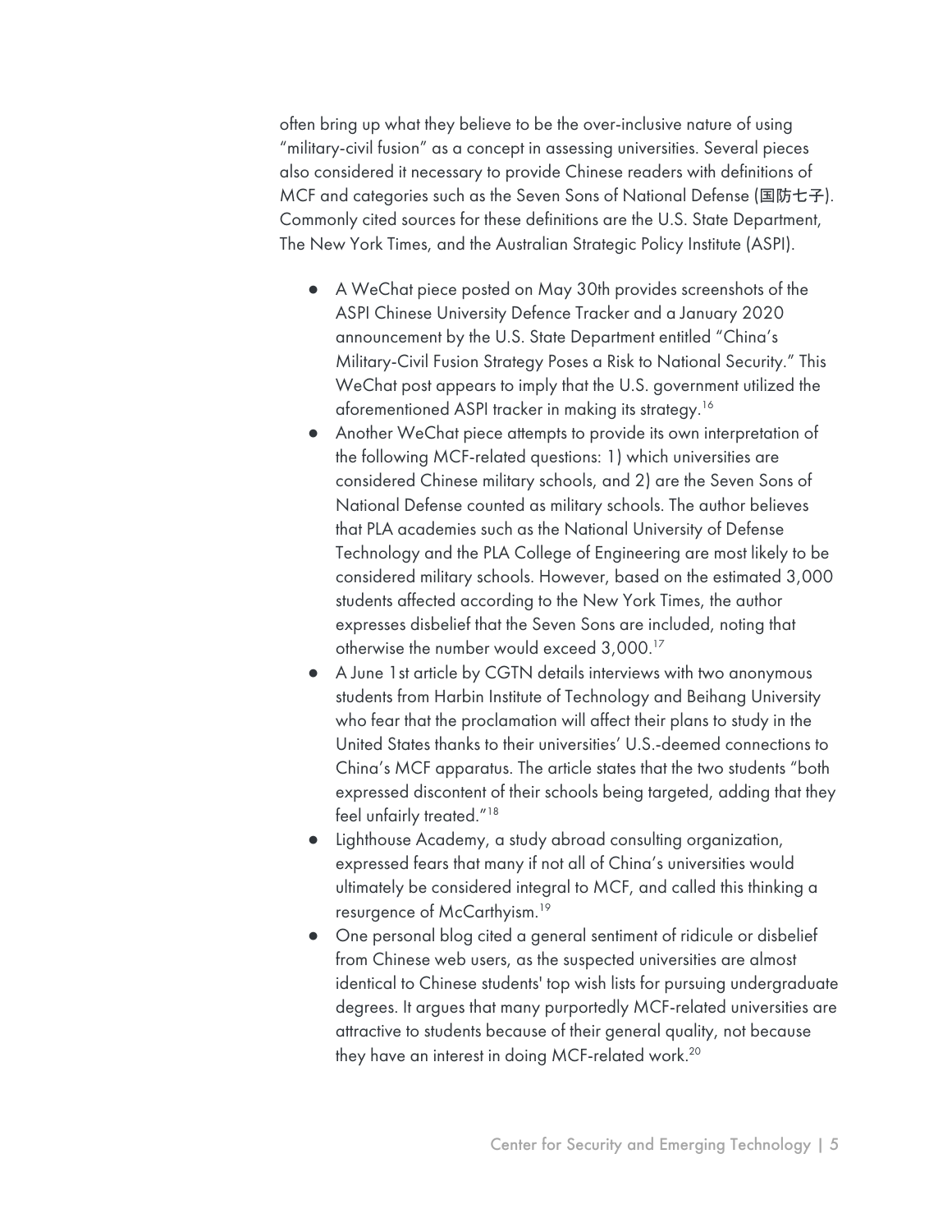often bring up what they believe to be the over-inclusive nature of using "military-civil fusion" as a concept in assessing universities. Several pieces also considered it necessary to provide Chinese readers with definitions of MCF and categories such as the Seven Sons of National Defense (国防七子). Commonly cited sources for these definitions are the U.S. State Department, The New York Times, and the Australian Strategic Policy Institute (ASPI).

- A WeChat piece posted on May 30th provides screenshots of the ASPI Chinese University Defence Tracker and a January 2020 announcement by the U.S. State Department entitled "China's Military-Civil Fusion Strategy Poses a Risk to National Security." This WeChat post appears to imply that the U.S. government utilized the aforementioned ASPI tracker in making its strategy.[16]
- Another WeChat piece attempts to provide its own interpretation of the following MCF-related questions: 1) which universities are considered Chinese military schools, and 2) are the Seven Sons of National Defense counted as military schools. The author believes that PLA academies such as the National University of Defense Technology and the PLA College of Engineering are most likely to be considered military schools. However, based on the estimated 3,000 students affected according to the New York Times, the author expresses disbelief that the Seven Sons are included, noting that otherwise the number would exceed 3,000.[17]
- A June 1st article by CGTN details interviews with two anonymous students from Harbin Institute of Technology and Beihang University who fear that the proclamation will affect their plans to study in the United States thanks to their universities' U.S.-deemed connections to China's MCF apparatus. The article states that the two students "both expressed discontent of their schools being targeted, adding that they feel unfairly treated."[18]
- Lighthouse Academy, a study abroad consulting organization, expressed fears that many if not all of China's universities would ultimately be considered integral to MCF, and called this thinking a resurgence of McCarthyism.[19]
- One personal blog cited a general sentiment of ridicule or disbelief from Chinese web users, as the suspected universities are almost identical to Chinese students' top wish lists for pursuing undergraduate degrees. It argues that many purportedly MCF-related universities are attractive to students because of their general quality, not because they have an interest in doing MCF-related work.[20]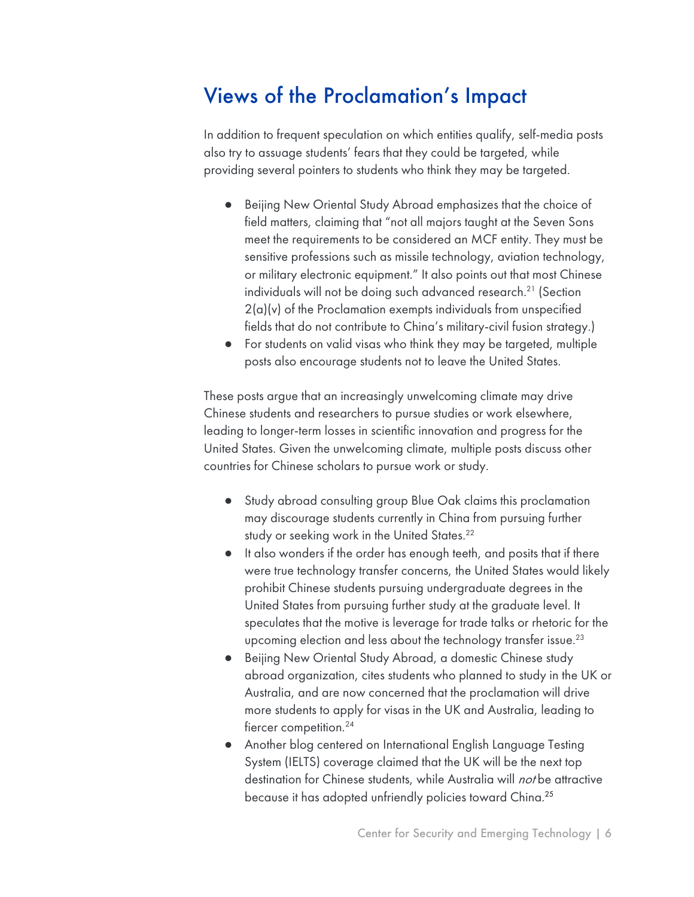## Views of the Proclamation's Impact

In addition to frequent speculation on which entities qualify, self-media posts also try to assuage students' fears that they could be targeted, while providing several pointers to students who think they may be targeted.

- Beijing New Oriental Study Abroad emphasizes that the choice of field matters, claiming that "not all majors taught at the Seven Sons meet the requirements to be considered an MCF entity. They must be sensitive professions such as missile technology, aviation technology, or military electronic equipment." It also points out that most Chinese individuals will not be doing such advanced research.[21] (Section 2(a)(v) of the Proclamation exempts individuals from unspecified fields that do not contribute to China's military-civil fusion strategy.)
- For students on valid visas who think they may be targeted, multiple posts also encourage students not to leave the United States.

These posts argue that an increasingly unwelcoming climate may drive Chinese students and researchers to pursue studies or work elsewhere, leading to longer-term losses in scientific innovation and progress for the United States. Given the unwelcoming climate, multiple posts discuss other countries for Chinese scholars to pursue work or study.

- Study abroad consulting group Blue Oak claims this proclamation may discourage students currently in China from pursuing further study or seeking work in the United States.[22]
- It also wonders if the order has enough teeth, and posits that if there were true technology transfer concerns, the United States would likely prohibit Chinese students pursuing undergraduate degrees in the United States from pursuing further study at the graduate level. It speculates that the motive is leverage for trade talks or rhetoric for the upcoming election and less about the technology transfer issue.[23]
- Beijing New Oriental Study Abroad, a domestic Chinese study abroad organization, cites students who planned to study in the UK or Australia, and are now concerned that the proclamation will drive more students to apply for visas in the UK and Australia, leading to fiercer competition.[24]
- Another blog centered on International English Language Testing System (IELTS) coverage claimed that the UK will be the next top destination for Chinese students, while Australia will *not* be attractive because it has adopted unfriendly policies toward China.[25]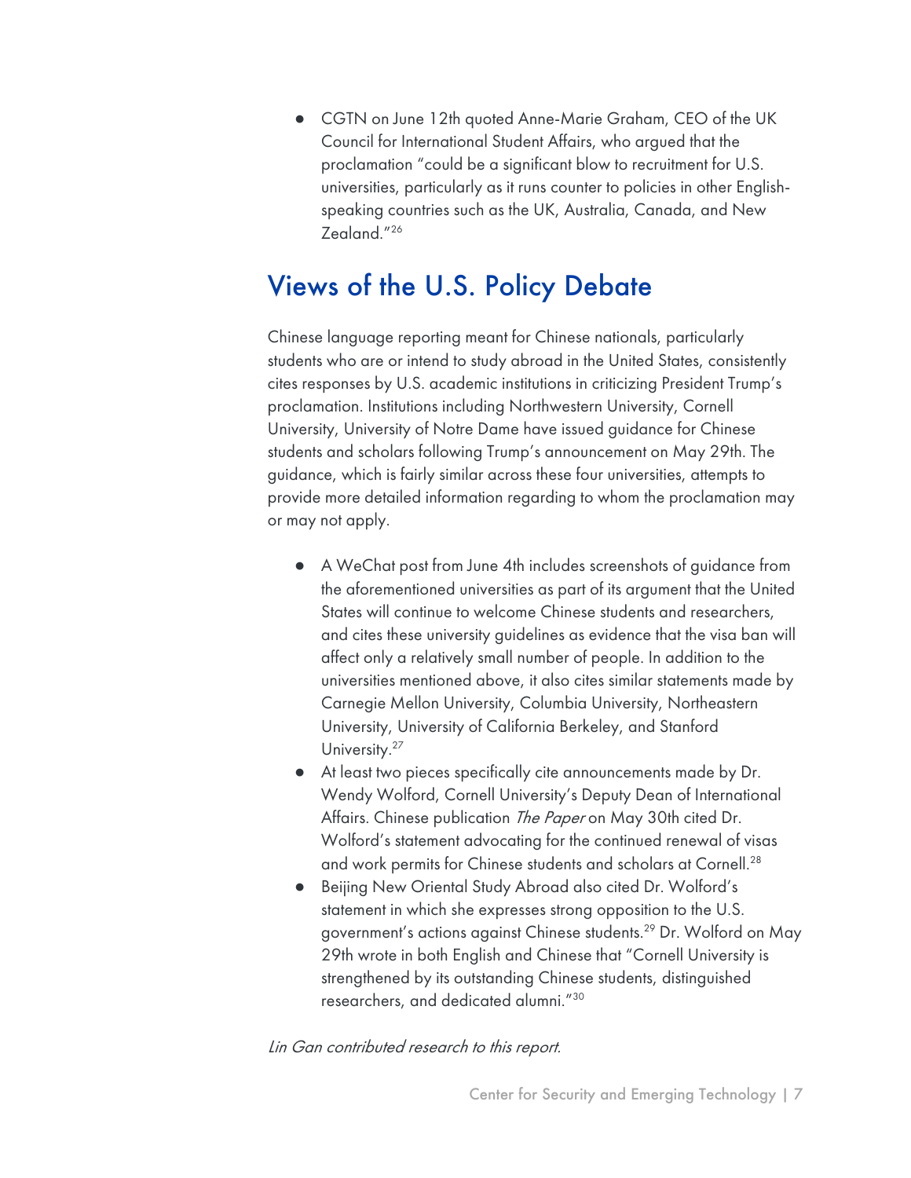- CGTN on June 12th quoted Anne-Marie Graham, CEO of the UK Council for International Student Affairs, who argued that the proclamation "could be a significant blow to recruitment for U.S. universities, particularly as it runs counter to policies in other English-speaking countries such as the UK, Australia, Canada, and New Zealand."[26]

## Views of the U.S. Policy Debate

Chinese language reporting meant for Chinese nationals, particularly students who are or intend to study abroad in the United States, consistently cites responses by U.S. academic institutions in criticizing President Trump's proclamation. Institutions including Northwestern University, Cornell University, University of Notre Dame have issued guidance for Chinese students and scholars following Trump's announcement on May 29th. The guidance, which is fairly similar across these four universities, attempts to provide more detailed information regarding to whom the proclamation may or may not apply.

- A WeChat post from June 4th includes screenshots of guidance from the aforementioned universities as part of its argument that the United States will continue to welcome Chinese students and researchers, and cites these university guidelines as evidence that the visa ban will affect only a relatively small number of people. In addition to the universities mentioned above, it also cites similar statements made by Carnegie Mellon University, Columbia University, Northeastern University, University of California Berkeley, and Stanford University.[27]
- At least two pieces specifically cite announcements made by Dr. Wendy Wolford, Cornell University's Deputy Dean of International Affairs. Chinese publication *The Paper* on May 30th cited Dr. Wolford's statement advocating for the continued renewal of visas and work permits for Chinese students and scholars at Cornell.[28]
- Beijing New Oriental Study Abroad also cited Dr. Wolford's statement in which she expresses strong opposition to the U.S. government's actions against Chinese students.[29] Dr. Wolford on May 29th wrote in both English and Chinese that "Cornell University is strengthened by its outstanding Chinese students, distinguished researchers, and dedicated alumni."[30]

*Lin Gan contributed research to this report.*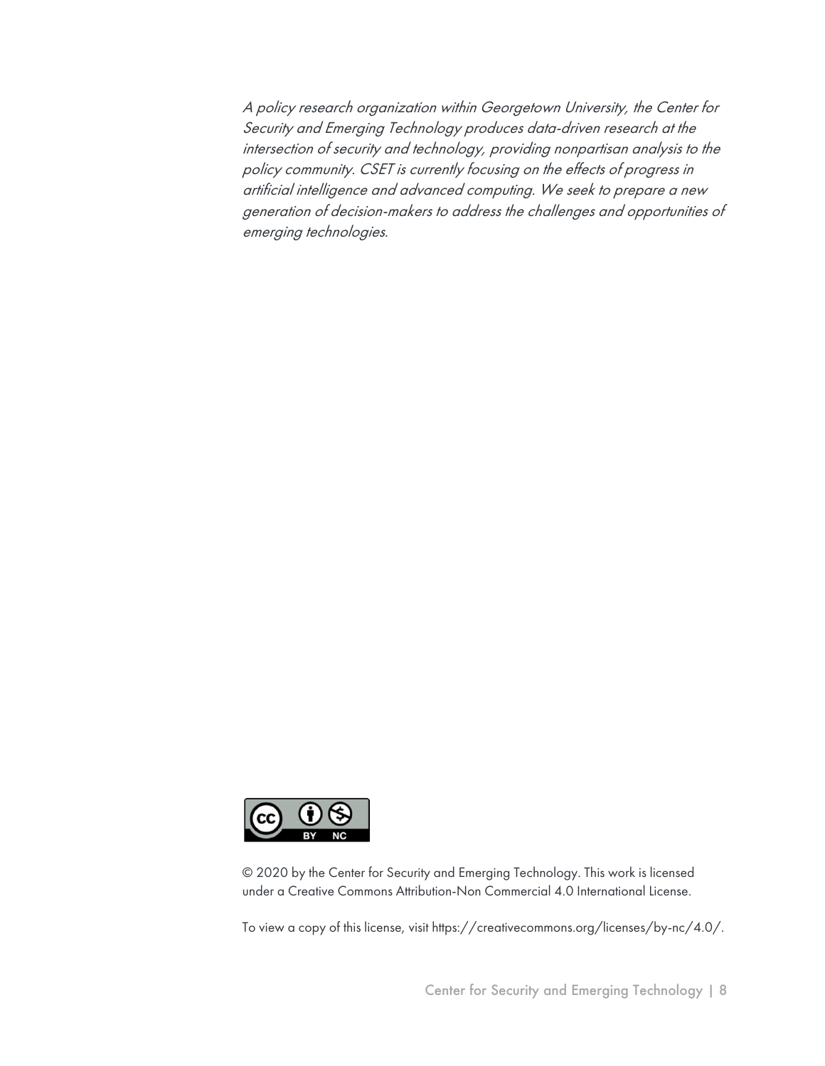*A policy research organization within Georgetown University, the Center for Security and Emerging Technology produces data-driven research at the intersection of security and technology, providing nonpartisan analysis to the policy community. CSET is currently focusing on the effects of progress in artificial intelligence and advanced computing. We seek to prepare a new generation of decision-makers to address the challenges and opportunities of emerging technologies.*

© 2020 by the Center for Security and Emerging Technology. This work is licensed under a Creative Commons Attribution-Non Commercial 4.0 International License.

To view a copy of this license, visit https://creativecommons.org/licenses/by-nc/4.0/.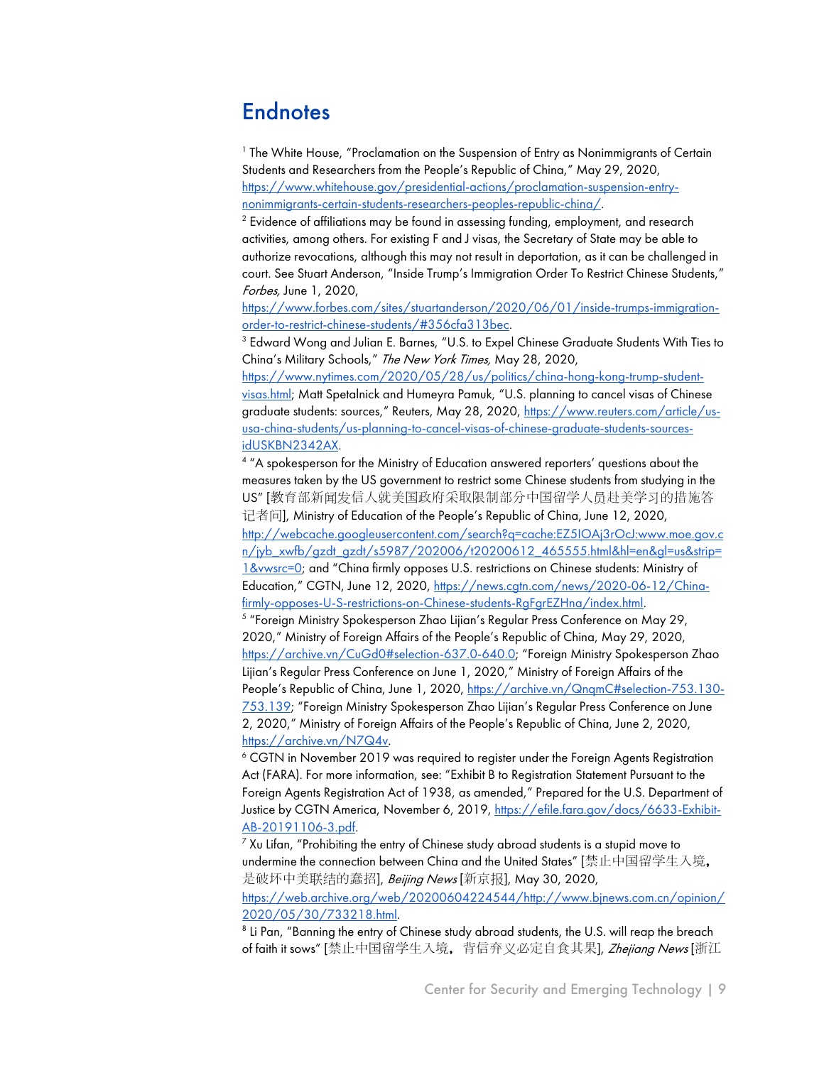# Endnotes

[1] The White House, "Proclamation on the Suspension of Entry as Nonimmigrants of Certain Students and Researchers from the People's Republic of China," May 29, 2020, https://www.whitehouse.gov/presidential-actions/proclamation-suspension-entry-nonimmigrants-certain-students-researchers-peoples-republic-china/.

[2] Evidence of affiliations may be found in assessing funding, employment, and research activities, among others. For existing F and J visas, the Secretary of State may be able to authorize revocations, although this may not result in deportation, as it can be challenged in court. See Stuart Anderson, "Inside Trump's Immigration Order To Restrict Chinese Students," *Forbes,* June 1, 2020, https://www.forbes.com/sites/stuartanderson/2020/06/01/inside-trumps-immigration-order-to-restrict-chinese-students/#356cfa313bec.

[3] Edward Wong and Julian E. Barnes, "U.S. to Expel Chinese Graduate Students With Ties to China's Military Schools," *The New York Times,* May 28, 2020, https://www.nytimes.com/2020/05/28/us/politics/china-hong-kong-trump-student-visas.html; Matt Spetalnick and Humeyra Pamuk, "U.S. planning to cancel visas of Chinese graduate students: sources," Reuters, May 28, 2020, https://www.reuters.com/article/us-usa-china-students/us-planning-to-cancel-visas-of-chinese-graduate-students-sources-idUSKBN2342AX.

[4] "A spokesperson for the Ministry of Education answered reporters' questions about the measures taken by the US government to restrict some Chinese students from studying in the US" [教育部新闻发言人就美国政府采取限制部分中国留学人员赴美学习的措施答记者问], Ministry of Education of the People's Republic of China, June 12, 2020, http://webcache.googleusercontent.com/search?q=cache:EZ5lOAj3rOcJ:www.moe.gov.cn/jyb_xwfb/gzdt_gzdt/s5987/202006/t20200612_465555.html&hl=en&gl=us&strip=1&vwsrc=0; and "China firmly opposes U.S. restrictions on Chinese students: Ministry of Education," CGTN, June 12, 2020, https://news.cgtn.com/news/2020-06-12/China-firmly-opposes-U-S-restrictions-on-Chinese-students-RgFgrEZHna/index.html.

[5] "Foreign Ministry Spokesperson Zhao Lijian's Regular Press Conference on May 29, 2020," Ministry of Foreign Affairs of the People's Republic of China, May 29, 2020, https://archive.vn/CuGd0#selection-637.0-640.0; "Foreign Ministry Spokesperson Zhao Lijian's Regular Press Conference on June 1, 2020," Ministry of Foreign Affairs of the People's Republic of China, June 1, 2020, https://archive.vn/QnqmC#selection-753.130-753.139; "Foreign Ministry Spokesperson Zhao Lijian's Regular Press Conference on June 2, 2020," Ministry of Foreign Affairs of the People's Republic of China, June 2, 2020, https://archive.vn/N7Q4v.

[6] CGTN in November 2019 was required to register under the Foreign Agents Registration Act (FARA). For more information, see: "Exhibit B to Registration Statement Pursuant to the Foreign Agents Registration Act of 1938, as amended," Prepared for the U.S. Department of Justice by CGTN America, November 6, 2019, https://efile.fara.gov/docs/6633-Exhibit-AB-20191106-3.pdf.

[7] Xu Lifan, "Prohibiting the entry of Chinese study abroad students is a stupid move to undermine the connection between China and the United States" [禁止中国留学生入境，是破坏中美联结的蠢招], *Beijing News* [新京报], May 30, 2020, https://web.archive.org/web/20200604224544/http://www.bjnews.com.cn/opinion/2020/05/30/733218.html.

[8] Li Pan, "Banning the entry of Chinese study abroad students, the U.S. will reap the breach of faith it sows" [禁止中国留学生入境，背信弃义必定自食其果], *Zhejiang News* [浙江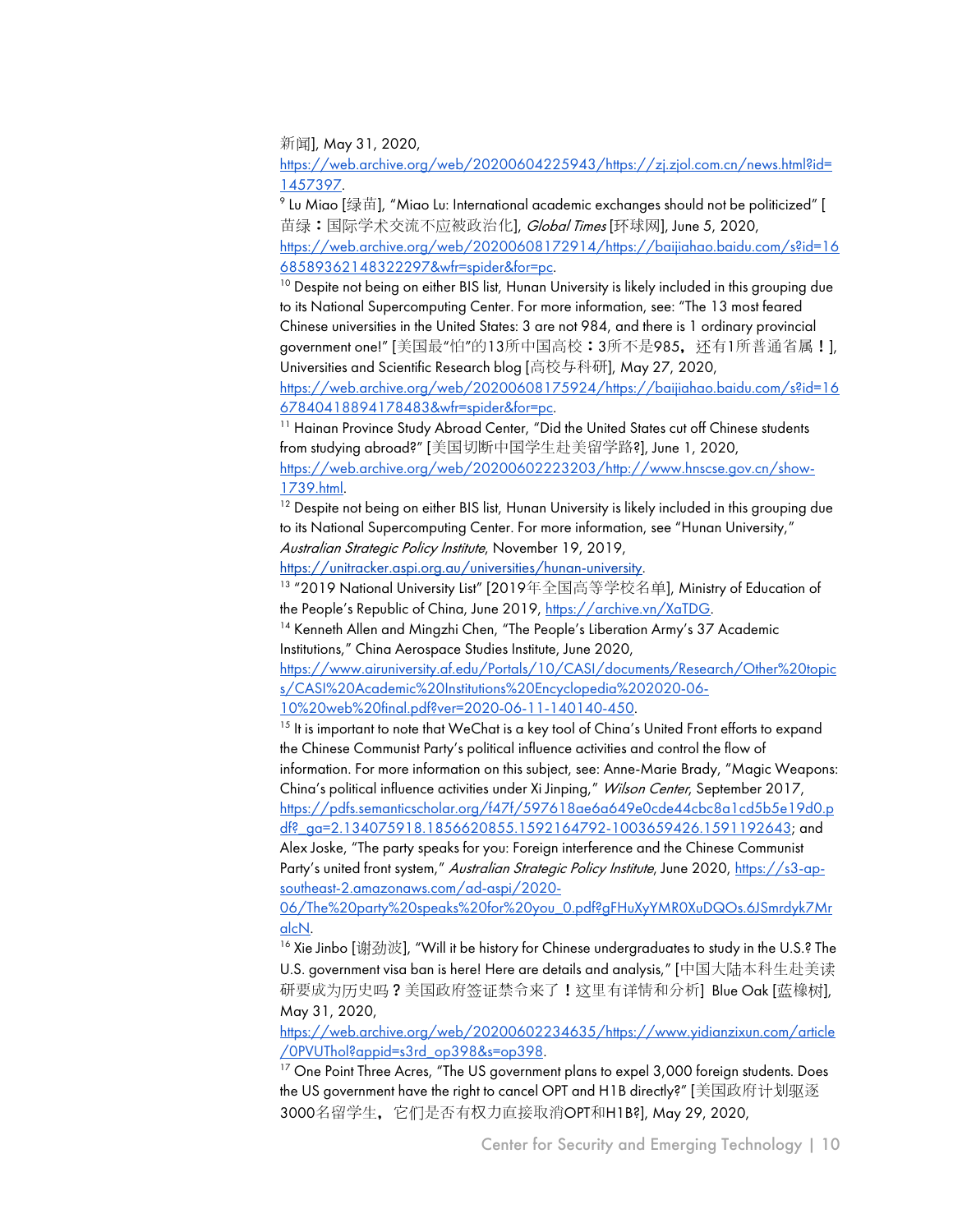新闻], May 31, 2020, https://web.archive.org/web/20200604225943/https://zj.zjol.com.cn/news.html?id=1457397.

[9] Lu Miao [绿苗], "Miao Lu: International academic exchanges should not be politicized" [苗绿：国际学术交流不应被政治化], *Global Times* [环球网], June 5, 2020, https://web.archive.org/web/20200608172914/https://baijiahao.baidu.com/s?id=1668589362148322297&wfr=spider&for=pc.

[10] Despite not being on either BIS list, Hunan University is likely included in this grouping due to its National Supercomputing Center. For more information, see: "The 13 most feared Chinese universities in the United States: 3 are not 984, and there is 1 ordinary provincial government one!" [美国最"怕"的13所中国高校：3所不是985，还有1所普通省属！], Universities and Scientific Research blog [高校与科研], May 27, 2020, https://web.archive.org/web/20200608175924/https://baijiahao.baidu.com/s?id=1667840418894178483&wfr=spider&for=pc.

[11] Hainan Province Study Abroad Center, "Did the United States cut off Chinese students from studying abroad?" [美国切断中国学生赴美留学路?], June 1, 2020, https://web.archive.org/web/20200602223203/http://www.hnscse.gov.cn/show-1739.html.

[12] Despite not being on either BIS list, Hunan University is likely included in this grouping due to its National Supercomputing Center. For more information, see "Hunan University," *Australian Strategic Policy Institute*, November 19, 2019, https://unitracker.aspi.org.au/universities/hunan-university.

[13] "2019 National University List" [2019年全国高等学校名单], Ministry of Education of the People's Republic of China, June 2019, https://archive.vn/XaTDG.

[14] Kenneth Allen and Mingzhi Chen, "The People's Liberation Army's 37 Academic Institutions," China Aerospace Studies Institute, June 2020, https://www.airuniversity.af.edu/Portals/10/CASI/documents/Research/Other%20topics/CASI%20Academic%20Institutions%20Encyclopedia%202020-06-10%20web%20final.pdf?ver=2020-06-11-140140-450.

[15] It is important to note that WeChat is a key tool of China's United Front efforts to expand the Chinese Communist Party's political influence activities and control the flow of information. For more information on this subject, see: Anne-Marie Brady, "Magic Weapons: China's political influence activities under Xi Jinping," *Wilson Center*, September 2017, https://pdfs.semanticscholar.org/f47f/597618ae6a649e0cde44cbc8a1cd5b5e19d0.pdf?_ga=2.134075918.1856620855.1592164792-1003659426.1591192643; and Alex Joske, "The party speaks for you: Foreign interference and the Chinese Communist Party's united front system," *Australian Strategic Policy Institute*, June 2020, https://s3-ap-southeast-2.amazonaws.com/ad-aspi/2020-06/The%20party%20speaks%20for%20you_0.pdf?gFHuXyYMR0XuDQOs.6JSmrdyk7MralcN.

[16] Xie Jinbo [谢劲波], "Will it be history for Chinese undergraduates to study in the U.S.? The U.S. government visa ban is here! Here are details and analysis," [中国大陆本科生赴美读研要成为历史吗？美国政府签证禁令来了！这里有详情和分析] Blue Oak [蓝橡树], May 31, 2020, https://web.archive.org/web/20200602234635/https://www.yidianzixun.com/article/0PVUThol?appid=s3rd_op398&s=op398.

[17] One Point Three Acres, "The US government plans to expel 3,000 foreign students. Does the US government have the right to cancel OPT and H1B directly?" [美国政府计划驱逐3000名留学生，它们是否有权力直接取消OPT和H1B?], May 29, 2020,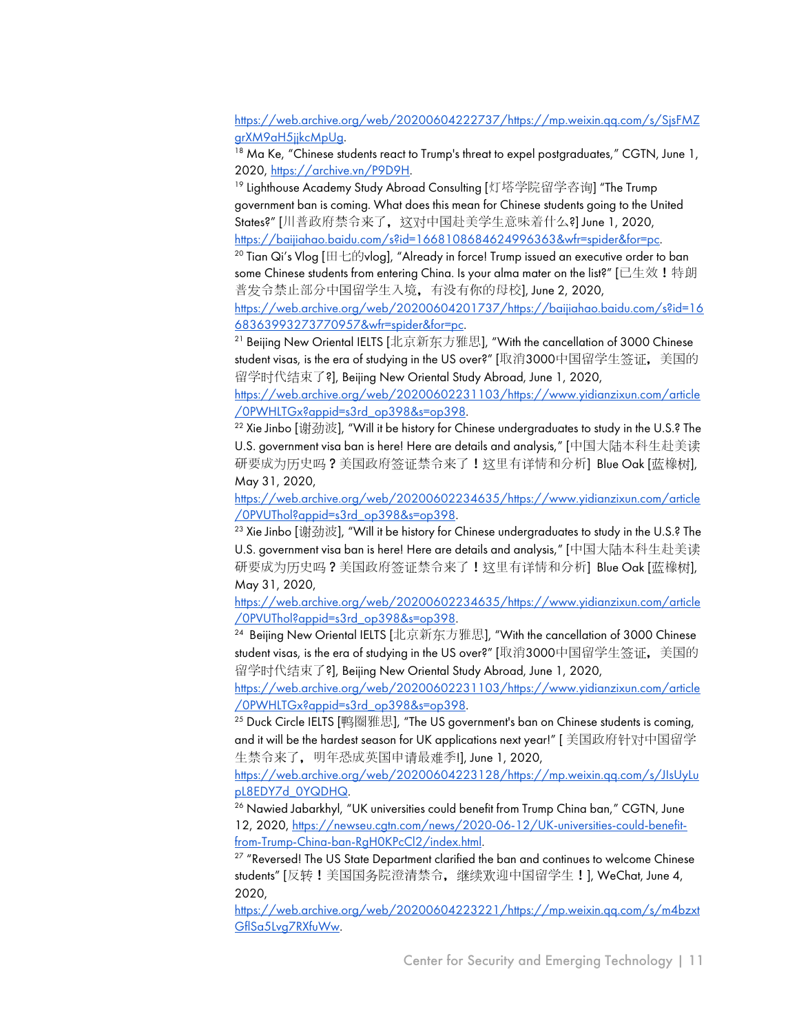https://web.archive.org/web/20200604222737/https://mp.weixin.qq.com/s/SjsFMZgrXM9aH5jjkcMpUg.

[18] Ma Ke, "Chinese students react to Trump's threat to expel postgraduates," CGTN, June 1, 2020, https://archive.vn/P9D9H.

[19] Lighthouse Academy Study Abroad Consulting [灯塔学院留学咨询] "The Trump government ban is coming. What does this mean for Chinese students going to the United States?" [川普政府禁令来了，这对中国赴美学生意味着什么?] June 1, 2020, https://baijiahao.baidu.com/s?id=1668108684624996363&wfr=spider&for=pc.

[20] Tian Qi's Vlog [田七的vlog], "Already in force! Trump issued an executive order to ban some Chinese students from entering China. Is your alma mater on the list?" [已生效！特朗普发令禁止部分中国留学生入境， 有没有你的母校], June 2, 2020, https://web.archive.org/web/20200604201737/https://baijiahao.baidu.com/s?id=1668363993273770957&wfr=spider&for=pc.

[21] Beijing New Oriental IELTS [北京新东方雅思], "With the cancellation of 3000 Chinese student visas, is the era of studying in the US over?" [取消3000中国留学生签证， 美国的留学时代结束了?], Beijing New Oriental Study Abroad, June 1, 2020, https://web.archive.org/web/20200602231103/https://www.yidianzixun.com/article/0PWHLTGx?appid=s3rd_op398&s=op398.

[22] Xie Jinbo [谢劲波], "Will it be history for Chinese undergraduates to study in the U.S.? The U.S. government visa ban is here! Here are details and analysis," [中国大陆本科生赴美读研要成为历史吗？美国政府签证禁令来了！这里有详情和分析] Blue Oak [蓝橡树], May 31, 2020, https://web.archive.org/web/20200602234635/https://www.yidianzixun.com/article/0PVUThol?appid=s3rd_op398&s=op398.

[23] Xie Jinbo [谢劲波], "Will it be history for Chinese undergraduates to study in the U.S.? The U.S. government visa ban is here! Here are details and analysis," [中国大陆本科生赴美读研要成为历史吗？美国政府签证禁令来了！这里有详情和分析] Blue Oak [蓝橡树], May 31, 2020, https://web.archive.org/web/20200602234635/https://www.yidianzixun.com/article/0PVUThol?appid=s3rd_op398&s=op398.

[24] Beijing New Oriental IELTS [北京新东方雅思], "With the cancellation of 3000 Chinese student visas, is the era of studying in the US over?" [取消3000中国留学生签证， 美国的留学时代结束了?], Beijing New Oriental Study Abroad, June 1, 2020, https://web.archive.org/web/20200602231103/https://www.yidianzixun.com/article/0PWHLTGx?appid=s3rd_op398&s=op398.

[25] Duck Circle IELTS [鸭圈雅思], "The US government's ban on Chinese students is coming, and it will be the hardest season for UK applications next year!" [ 美国政府针对中国留学生禁令来了， 明年恐成英国申请最难季!], June 1, 2020, https://web.archive.org/web/20200604223128/https://mp.weixin.qq.com/s/JIsUyLupL8EDY7d_0YQDHQ.

[26] Nawied Jabarkhyl, "UK universities could benefit from Trump China ban," CGTN, June 12, 2020, https://newseu.cgtn.com/news/2020-06-12/UK-universities-could-benefit-from-Trump-China-ban-RgH0KPcCl2/index.html.

[27] "Reversed! The US State Department clarified the ban and continues to welcome Chinese students" [反转！美国国务院澄清禁令， 继续欢迎中国留学生！], WeChat, June 4, 2020, https://web.archive.org/web/20200604223221/https://mp.weixin.qq.com/s/m4bzxtGflSa5Lvg7RXfuWw.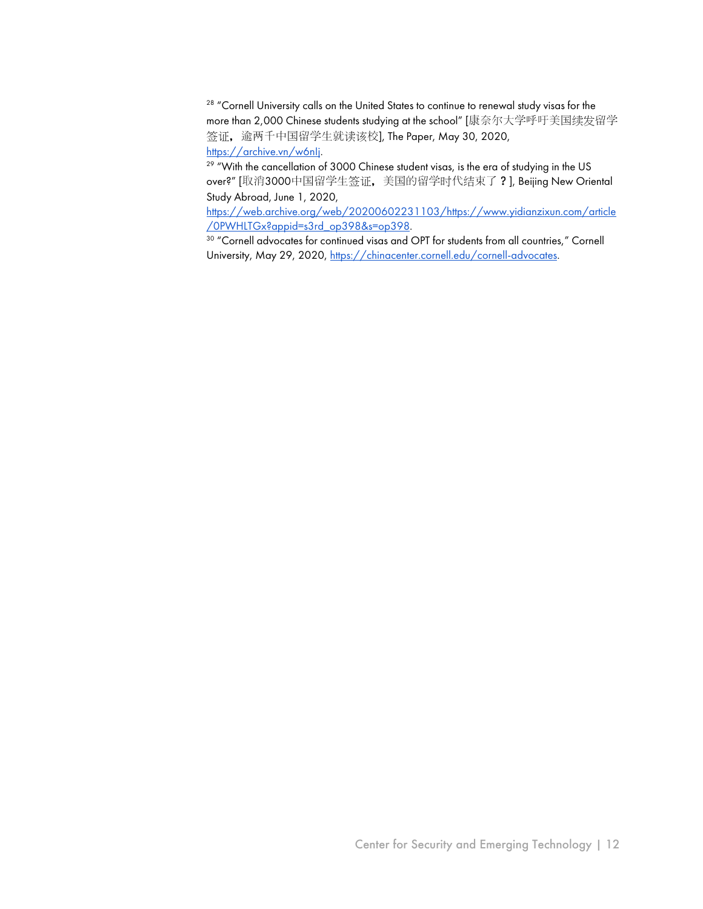[28] "Cornell University calls on the United States to continue to renewal study visas for the more than 2,000 Chinese students studying at the school" [康奈尔大学呼吁美国续发留学签证，逾两千中国留学生就读该校], The Paper, May 30, 2020, https://archive.vn/w6nlj.

[29] "With the cancellation of 3000 Chinese student visas, is the era of studying in the US over?" [取消3000中国留学生签证，美国的留学时代结束了？], Beijing New Oriental Study Abroad, June 1, 2020, https://web.archive.org/web/20200602231103/https://www.yidianzixun.com/article/0PWHLTGx?appid=s3rd_op398&s=op398.

[30] "Cornell advocates for continued visas and OPT for students from all countries," Cornell University, May 29, 2020, https://chinacenter.cornell.edu/cornell-advocates.